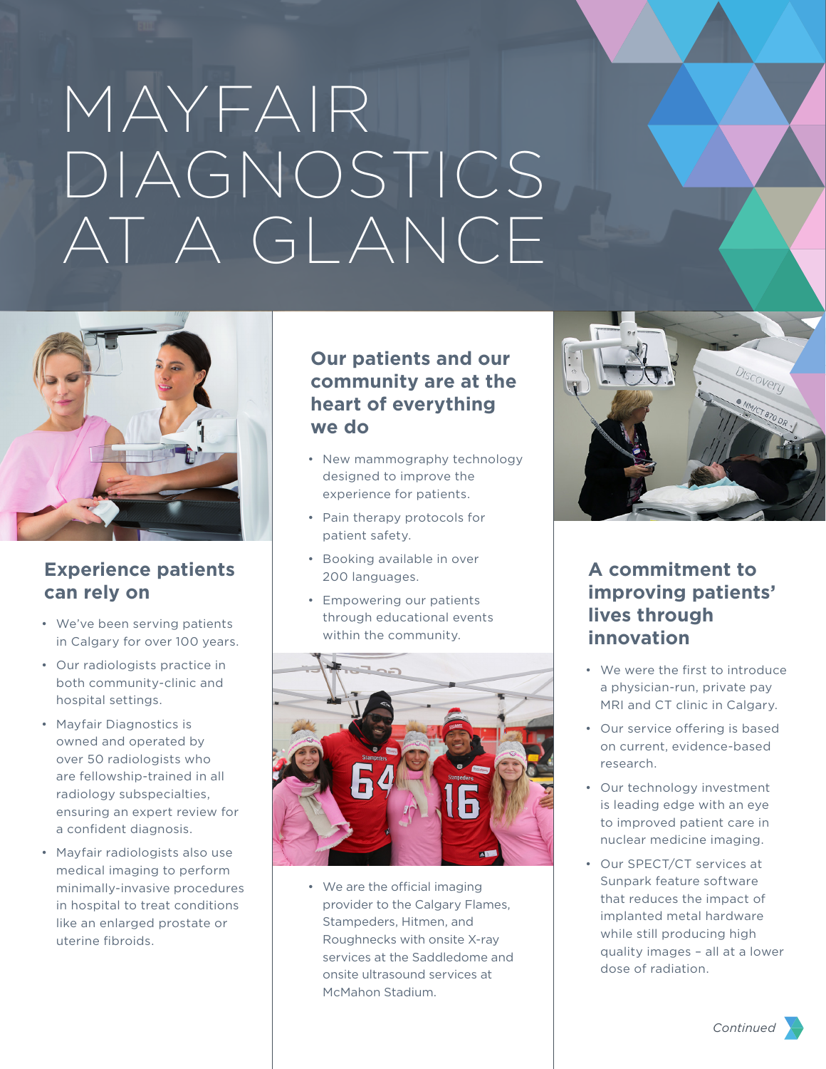# MAYFAIR DIAGNOSTICS AT A GLANCE

## Experience patients can rely on

- We've been serving patients in Calgary for over 100 years.
- Our radiologists practice in both community-clinic and hospital settings.
- Mayfair Diagnostics is owned and operated by over 50 radiologists who are fellowship-trained in all radiology subspecialties, ensuring an expert review for a confident diagnosis.
- Mayfair radiologists also use medical imaging to perform minimally-invasive procedures in hospital to treat conditions like an enlarged prostate or uterine fibroids.

## Our patients and our community are at the heart of everything we do

- New mammography technology designed to improve the experience for patients.
- Pain therapy protocols for patient safety.
- Booking available in over 200 languages.
- Empowering our patients through educational events within the community.
- We are the official imaging provider to the Calgary Flames, Stampeders, Hitmen, and Roughnecks with onsite X-ray services at the Saddledome and onsite ultrasound services at McMahon Stadium.

## A commitment to improving patients' lives through innovation

- We were the first to introduce a physician-run, private pay MRI and CT clinic in Calgary.
- Our service offering is based on current, evidence-based research.
- Our technology investment is leading edge with an eye to improved patient care in nuclear medicine imaging.
- Our SPECT/CT services at Sunpark feature software that reduces the impact of implanted metal hardware while still producing high quality images – all at a lower dose of radiation.

*Continued*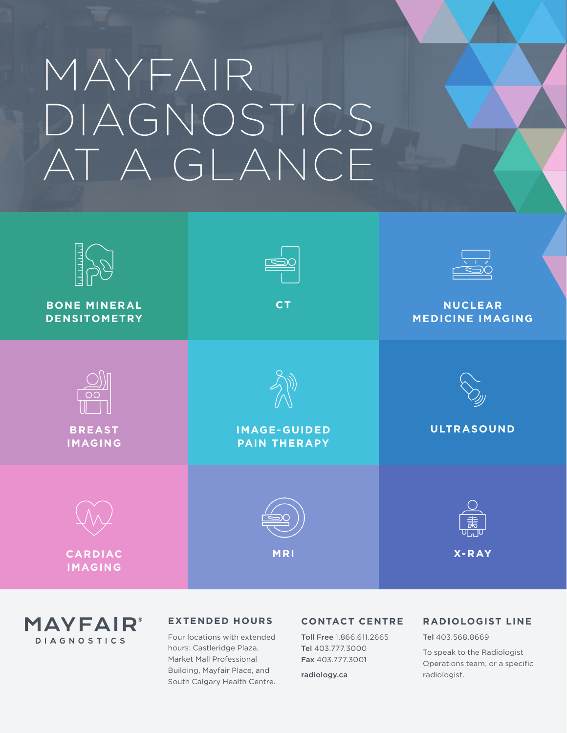# MAYFAIR DIAGNOSTICS AT A GLANCE

- BONE MINERAL DENSITOMETRY
- CT
- NUCLEAR MEDICINE IMAGING
- BREAST IMAGING
- IMAGE-GUIDED PAIN THERAPY
- ULTRASOUND
- CARDIAC IMAGING
- MRI
- X-RAY

MAYFAIR® DIAGNOSTICS

### EXTENDED HOURS

Four locations with extended hours: Castleridge Plaza, Market Mall Professional Building, Mayfair Place, and South Calgary Health Centre.

### CONTACT CENTRE

**Toll Free** 1.866.611.2665
**Tel** 403.777.3000
**Fax** 403.777.3001

**radiology.ca**

### RADIOLOGIST LINE

**Tel** 403.568.8669

To speak to the Radiologist Operations team, or a specific radiologist.